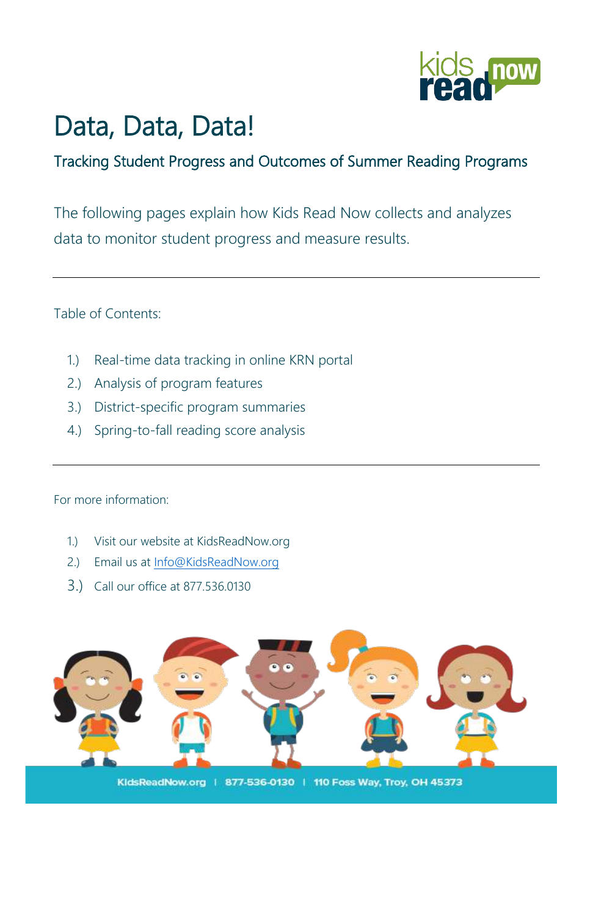# Data, Data, Data!

## Tracking Student Progress and Outcomes of Summer Reading Programs

The following pages explain how Kids Read Now collects and analyzes data to monitor student progress and measure results.

---

Table of Contents:

1.) Real-time data tracking in online KRN portal
2.) Analysis of program features
3.) District-specific program summaries
4.) Spring-to-fall reading score analysis

---

For more information:

1.) Visit our website at KidsReadNow.org
2.) Email us at [Info@KidsReadNow.org](mailto:Info@KidsReadNow.org)
3.) Call our office at 877.536.0130

KidsReadNow.org | 877-536-0130 | 110 Foss Way, Troy, OH 45373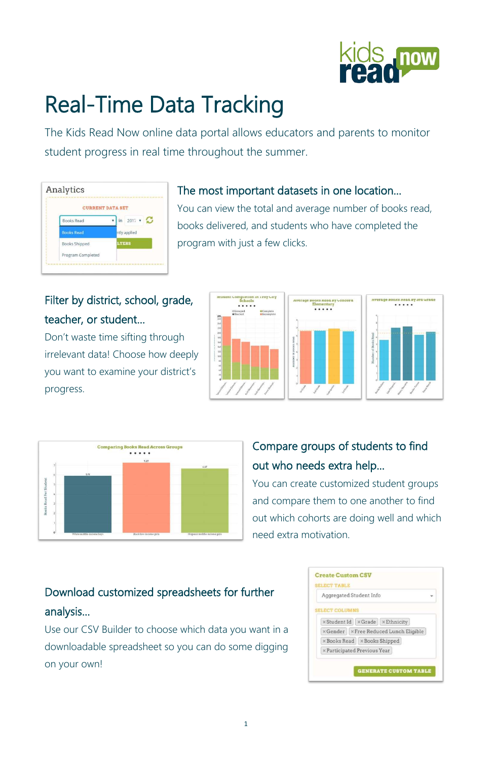# Real-Time Data Tracking

The Kids Read Now online data portal allows educators and parents to monitor student progress in real time throughout the summer.

## The most important datasets in one location...

You can view the total and average number of books read, books delivered, and students who have completed the program with just a few clicks.

## Filter by district, school, grade, teacher, or student...

Don't waste time sifting through irrelevant data! Choose how deeply you want to examine your district's progress.

## Compare groups of students to find out who needs extra help...

You can create customized student groups and compare them to one another to find out which cohorts are doing well and which need extra motivation.

## Download customized spreadsheets for further analysis...

Use our CSV Builder to choose which data you want in a downloadable spreadsheet so you can do some digging on your own!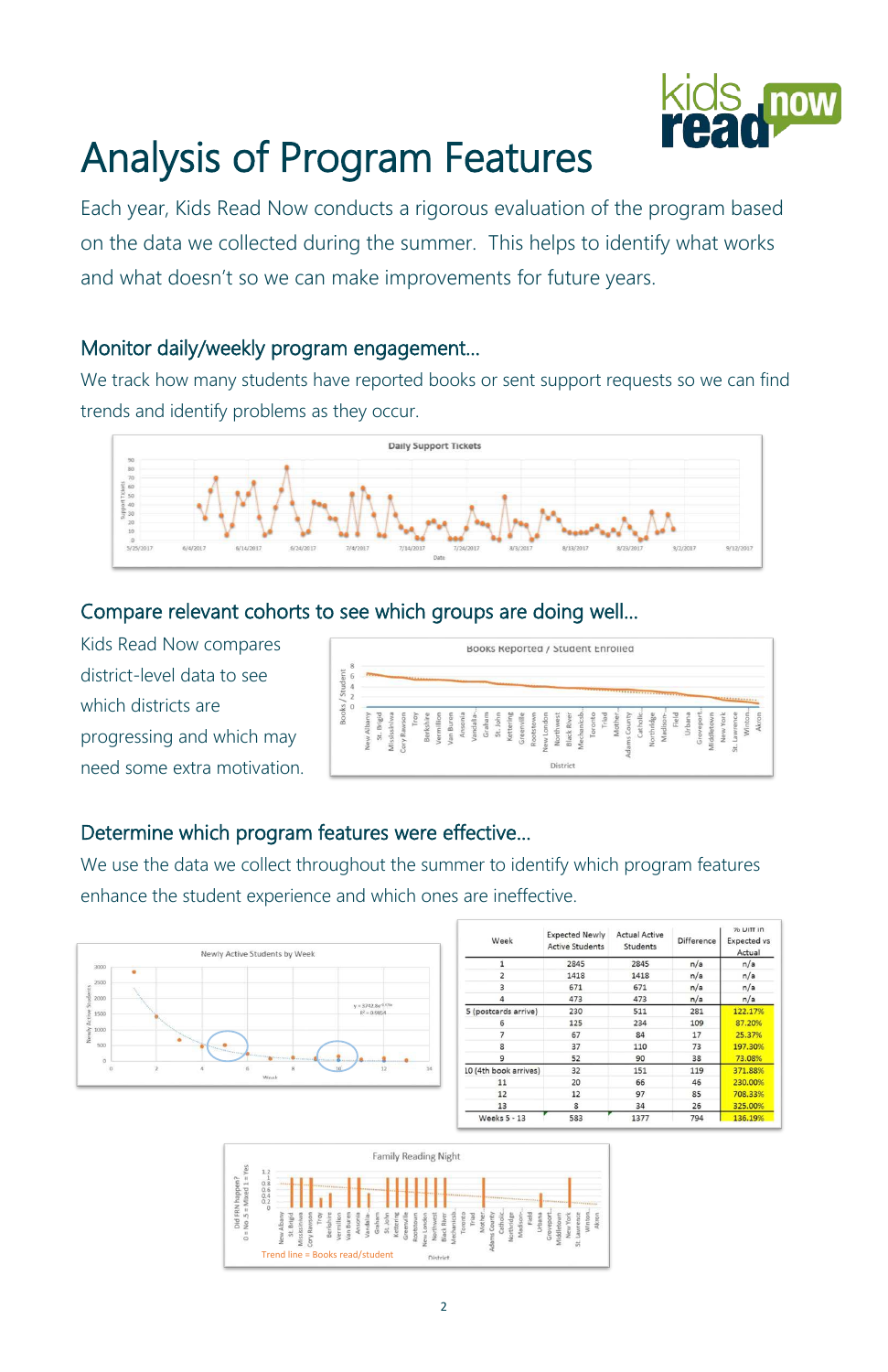# Analysis of Program Features

Each year, Kids Read Now conducts a rigorous evaluation of the program based on the data we collected during the summer. This helps to identify what works and what doesn't so we can make improvements for future years.

## Monitor daily/weekly program engagement...

We track how many students have reported books or sent support requests so we can find trends and identify problems as they occur.

## Compare relevant cohorts to see which groups are doing well...

Kids Read Now compares district-level data to see which districts are progressing and which may need some extra motivation.

## Determine which program features were effective...

We use the data we collect throughout the summer to identify which program features enhance the student experience and which ones are ineffective.

| Week | Expected Newly Active Students | Actual Active Students | Difference | % Diff in Expected vs Actual |
|---|---|---|---|---|
| 1 | 2845 | 2845 | n/a | n/a |
| 2 | 1418 | 1418 | n/a | n/a |
| 3 | 671 | 671 | n/a | n/a |
| 4 | 473 | 473 | n/a | n/a |
| 5 (postcards arrive) | 230 | 511 | 281 | 122.17% |
| 6 | 125 | 234 | 109 | 87.20% |
| 7 | 67 | 84 | 17 | 25.37% |
| 8 | 37 | 110 | 73 | 197.30% |
| 9 | 52 | 90 | 38 | 73.08% |
| 10 (4th book arrives) | 32 | 151 | 119 | 371.88% |
| 11 | 20 | 66 | 46 | 230.00% |
| 12 | 12 | 97 | 85 | 708.33% |
| 13 | 8 | 34 | 26 | 325.00% |
| Weeks 5 - 13 | 583 | 1377 | 794 | 136.19% |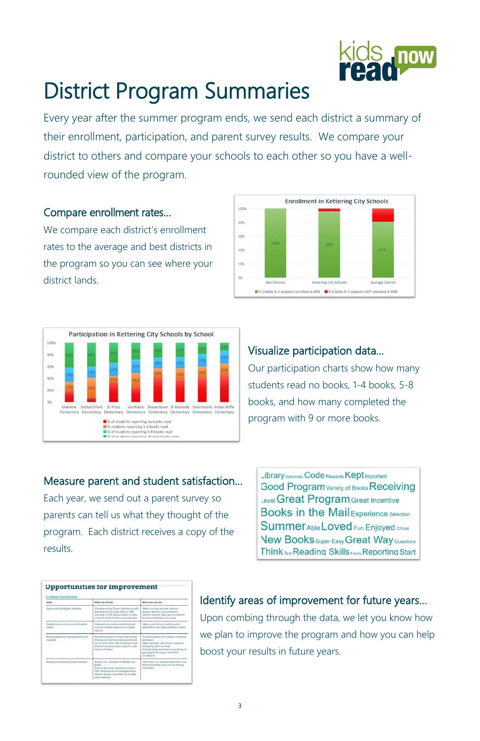# District Program Summaries

Every year after the summer program ends, we send each district a summary of their enrollment, participation, and parent survey results. We compare your district to others and compare your schools to each other so you have a well-rounded view of the program.

## Compare enrollment rates…

We compare each district's enrollment rates to the average and best districts in the program so you can see where your district lands.

## Visualize participation data…

Our participation charts show how many students read no books, 1-4 books, 5-8 books, and how many completed the program with 9 or more books.

## Measure parent and student satisfaction…

Each year, we send out a parent survey so parents can tell us what they thought of the program. Each district receives a copy of the results.

## Identify areas of improvement for future years…

Upon combing through the data, we let you know how we plan to improve the program and how you can help boost your results in future years.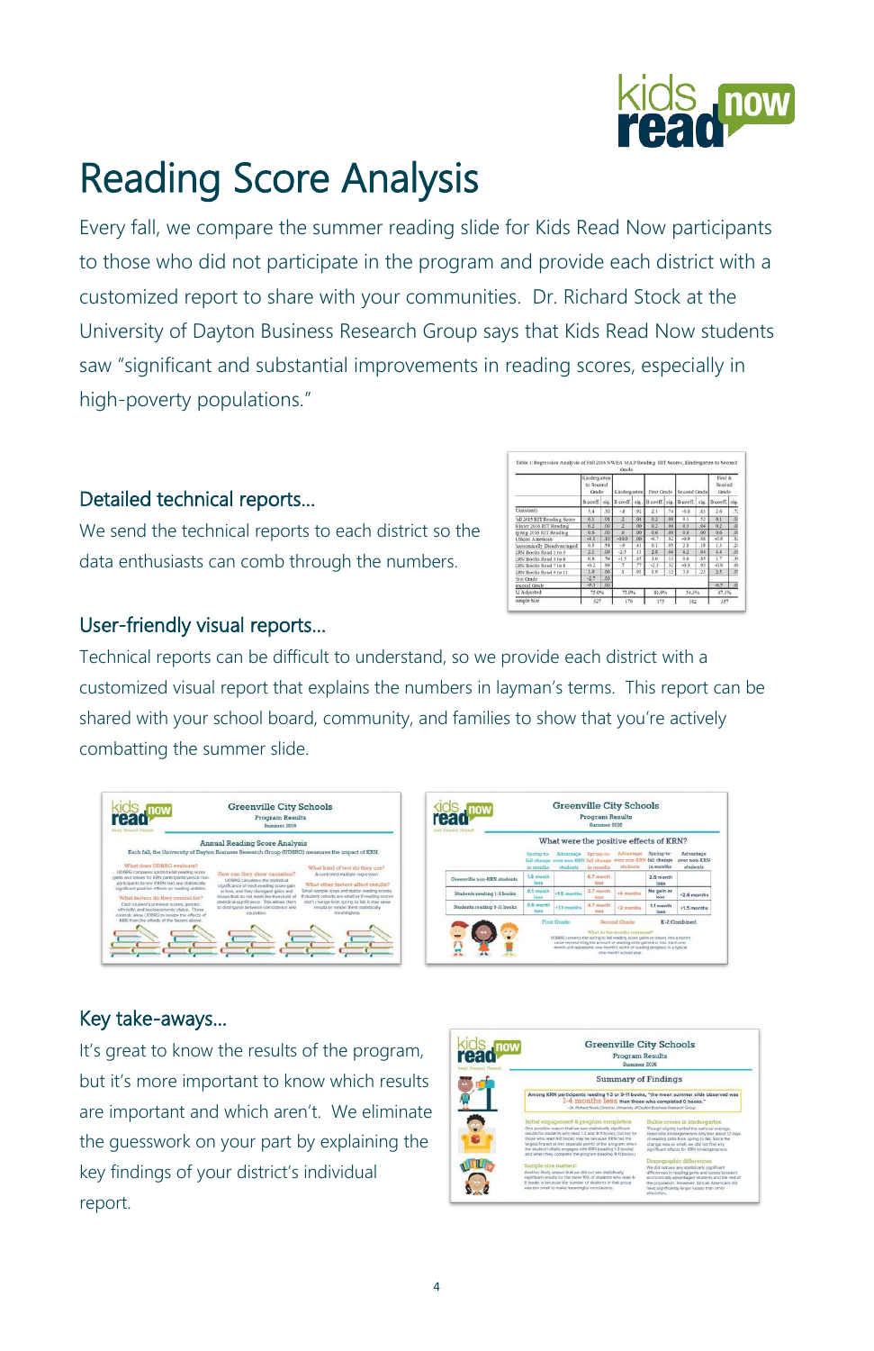# Reading Score Analysis

Every fall, we compare the summer reading slide for Kids Read Now participants to those who did not participate in the program and provide each district with a customized report to share with your communities. Dr. Richard Stock at the University of Dayton Business Research Group says that Kids Read Now students saw "significant and substantial improvements in reading scores, especially in high-poverty populations."

## Detailed technical reports...

We send the technical reports to each district so the data enthusiasts can comb through the numbers.

## User-friendly visual reports...

Technical reports can be difficult to understand, so we provide each district with a customized visual report that explains the numbers in layman's terms. This report can be shared with your school board, community, and families to show that you're actively combatting the summer slide.

## Key take-aways...

It's great to know the results of the program, but it's more important to know which results are important and which aren't. We eliminate the guesswork on your part by explaining the key findings of your district's individual report.